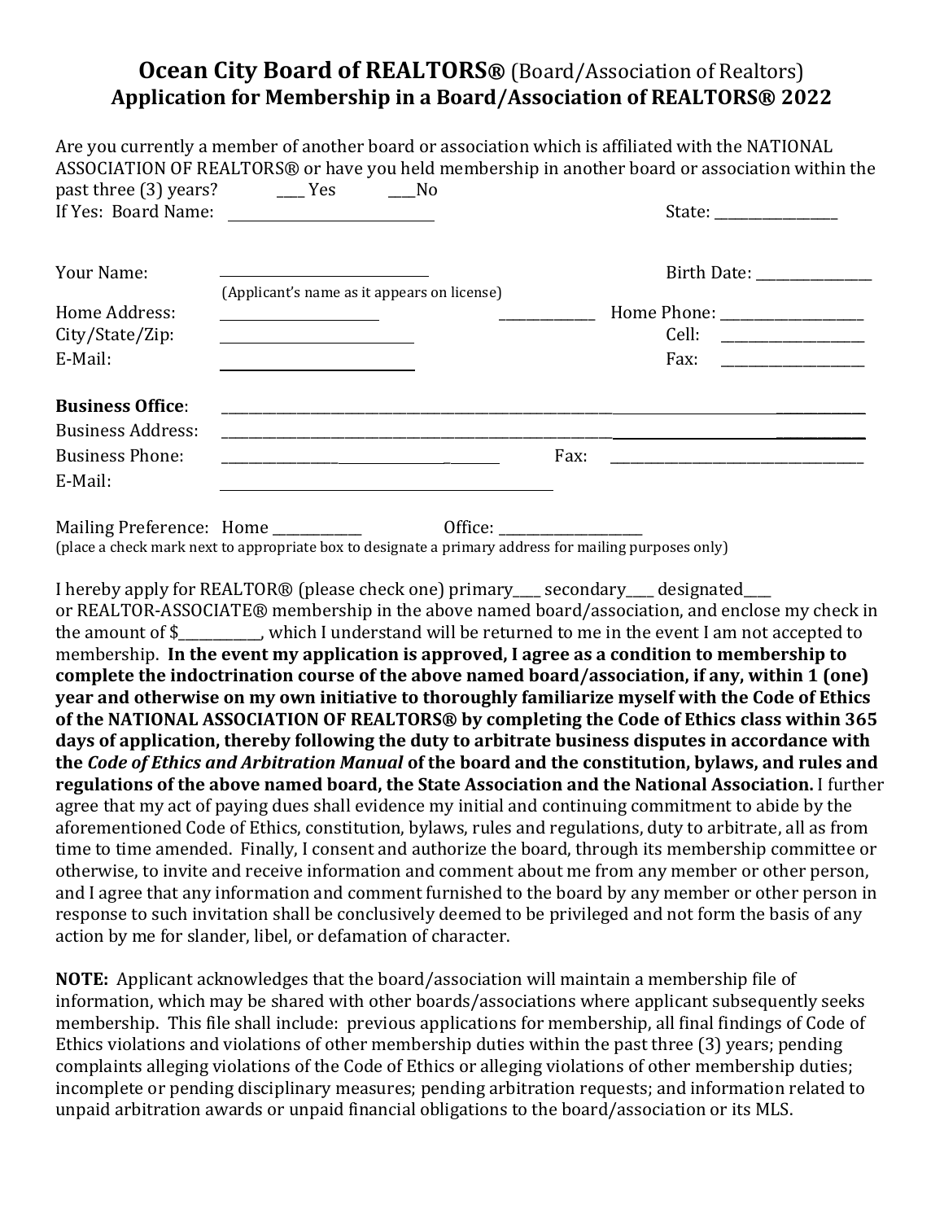# **Ocean City Board of REALTORS®** (Board/Association of Realtors)

## Application for Membership in a Board/Association of REALTORS® 2022

Are you currently a member of another board or association which is affiliated with the NATIONAL ASSOCIATION OF REALTORS® or have you held membership in another board or association within the past three (3) years? ____ Yes ____No

If Yes: Board Name: ______________________ State: ________________

Your Name: ______________________ Birth Date: ______________

(Applicant's name as it appears on license)

Home Address: ______________________ ____________ Home Phone: ________________

City/State/Zip: ______________________ Cell: ________________

E-Mail: ______________________ Fax: ________________

**Business Office**: ______________________________________________________________

Business Address: ______________________________________________________________

Business Phone: ______________________ Fax: ______________________________

E-Mail: ______________________________________

Mailing Preference: Home ____________ Office: __________________

(place a check mark next to appropriate box to designate a primary address for mailing purposes only)

I hereby apply for REALTOR® (please check one) primary____ secondary____ designated____ or REALTOR-ASSOCIATE® membership in the above named board/association, and enclose my check in the amount of $___________, which I understand will be returned to me in the event I am not accepted to membership. **In the event my application is approved, I agree as a condition to membership to complete the indoctrination course of the above named board/association, if any, within 1 (one) year and otherwise on my own initiative to thoroughly familiarize myself with the Code of Ethics of the NATIONAL ASSOCIATION OF REALTORS® by completing the Code of Ethics class within 365 days of application, thereby following the duty to arbitrate business disputes in accordance with the *Code of Ethics and Arbitration Manual* of the board and the constitution, bylaws, and rules and regulations of the above named board, the State Association and the National Association.** I further agree that my act of paying dues shall evidence my initial and continuing commitment to abide by the aforementioned Code of Ethics, constitution, bylaws, rules and regulations, duty to arbitrate, all as from time to time amended. Finally, I consent and authorize the board, through its membership committee or otherwise, to invite and receive information and comment about me from any member or other person, and I agree that any information and comment furnished to the board by any member or other person in response to such invitation shall be conclusively deemed to be privileged and not form the basis of any action by me for slander, libel, or defamation of character.

**NOTE:** Applicant acknowledges that the board/association will maintain a membership file of information, which may be shared with other boards/associations where applicant subsequently seeks membership. This file shall include: previous applications for membership, all final findings of Code of Ethics violations and violations of other membership duties within the past three (3) years; pending complaints alleging violations of the Code of Ethics or alleging violations of other membership duties; incomplete or pending disciplinary measures; pending arbitration requests; and information related to unpaid arbitration awards or unpaid financial obligations to the board/association or its MLS.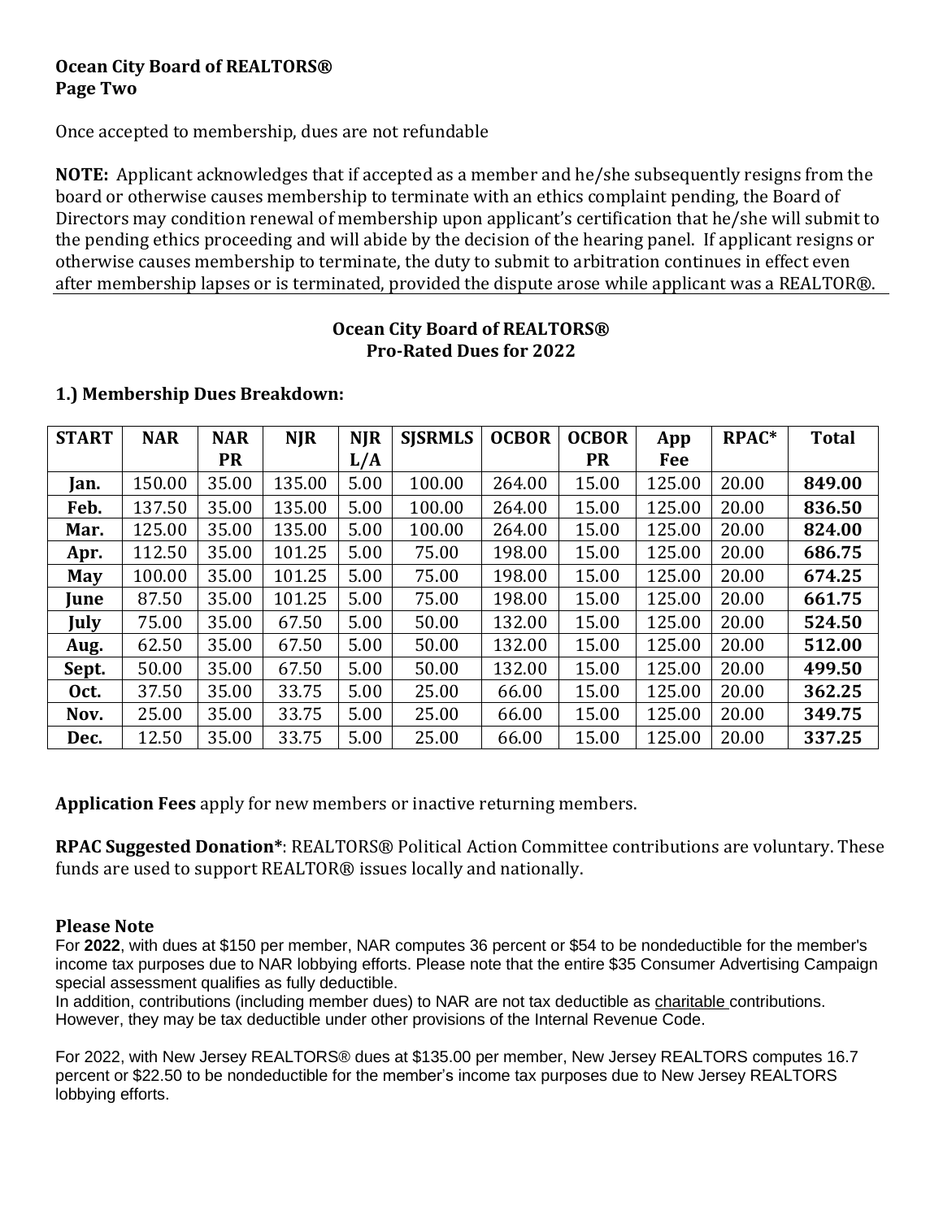**Ocean City Board of REALTORS®**
**Page Two**

Once accepted to membership, dues are not refundable

**NOTE:** Applicant acknowledges that if accepted as a member and he/she subsequently resigns from the board or otherwise causes membership to terminate with an ethics complaint pending, the Board of Directors may condition renewal of membership upon applicant's certification that he/she will submit to the pending ethics proceeding and will abide by the decision of the hearing panel. If applicant resigns or otherwise causes membership to terminate, the duty to submit to arbitration continues in effect even after membership lapses or is terminated, provided the dispute arose while applicant was a REALTOR®.

## Ocean City Board of REALTORS®
## Pro-Rated Dues for 2022

### 1.) Membership Dues Breakdown:

| START | NAR | NAR PR | NJR | NJR L/A | SJSRMLS | OCBOR | OCBOR PR | App Fee | RPAC* | Total |
|---|---|---|---|---|---|---|---|---|---|---|
| **Jan.** | 150.00 | 35.00 | 135.00 | 5.00 | 100.00 | 264.00 | 15.00 | 125.00 | 20.00 | **849.00** |
| **Feb.** | 137.50 | 35.00 | 135.00 | 5.00 | 100.00 | 264.00 | 15.00 | 125.00 | 20.00 | **836.50** |
| **Mar.** | 125.00 | 35.00 | 135.00 | 5.00 | 100.00 | 264.00 | 15.00 | 125.00 | 20.00 | **824.00** |
| **Apr.** | 112.50 | 35.00 | 101.25 | 5.00 | 75.00 | 198.00 | 15.00 | 125.00 | 20.00 | **686.75** |
| **May** | 100.00 | 35.00 | 101.25 | 5.00 | 75.00 | 198.00 | 15.00 | 125.00 | 20.00 | **674.25** |
| **June** | 87.50 | 35.00 | 101.25 | 5.00 | 75.00 | 198.00 | 15.00 | 125.00 | 20.00 | **661.75** |
| **July** | 75.00 | 35.00 | 67.50 | 5.00 | 50.00 | 132.00 | 15.00 | 125.00 | 20.00 | **524.50** |
| **Aug.** | 62.50 | 35.00 | 67.50 | 5.00 | 50.00 | 132.00 | 15.00 | 125.00 | 20.00 | **512.00** |
| **Sept.** | 50.00 | 35.00 | 67.50 | 5.00 | 50.00 | 132.00 | 15.00 | 125.00 | 20.00 | **499.50** |
| **Oct.** | 37.50 | 35.00 | 33.75 | 5.00 | 25.00 | 66.00 | 15.00 | 125.00 | 20.00 | **362.25** |
| **Nov.** | 25.00 | 35.00 | 33.75 | 5.00 | 25.00 | 66.00 | 15.00 | 125.00 | 20.00 | **349.75** |
| **Dec.** | 12.50 | 35.00 | 33.75 | 5.00 | 25.00 | 66.00 | 15.00 | 125.00 | 20.00 | **337.25** |

**Application Fees** apply for new members or inactive returning members.

**RPAC Suggested Donation***: REALTORS® Political Action Committee contributions are voluntary. These funds are used to support REALTOR® issues locally and nationally.

**Please Note**

For **2022**, with dues at $150 per member, NAR computes 36 percent or $54 to be nondeductible for the member's income tax purposes due to NAR lobbying efforts. Please note that the entire $35 Consumer Advertising Campaign special assessment qualifies as fully deductible.
In addition, contributions (including member dues) to NAR are not tax deductible as charitable contributions. However, they may be tax deductible under other provisions of the Internal Revenue Code.

For 2022, with New Jersey REALTORS® dues at $135.00 per member, New Jersey REALTORS computes 16.7 percent or $22.50 to be nondeductible for the member's income tax purposes due to New Jersey REALTORS lobbying efforts.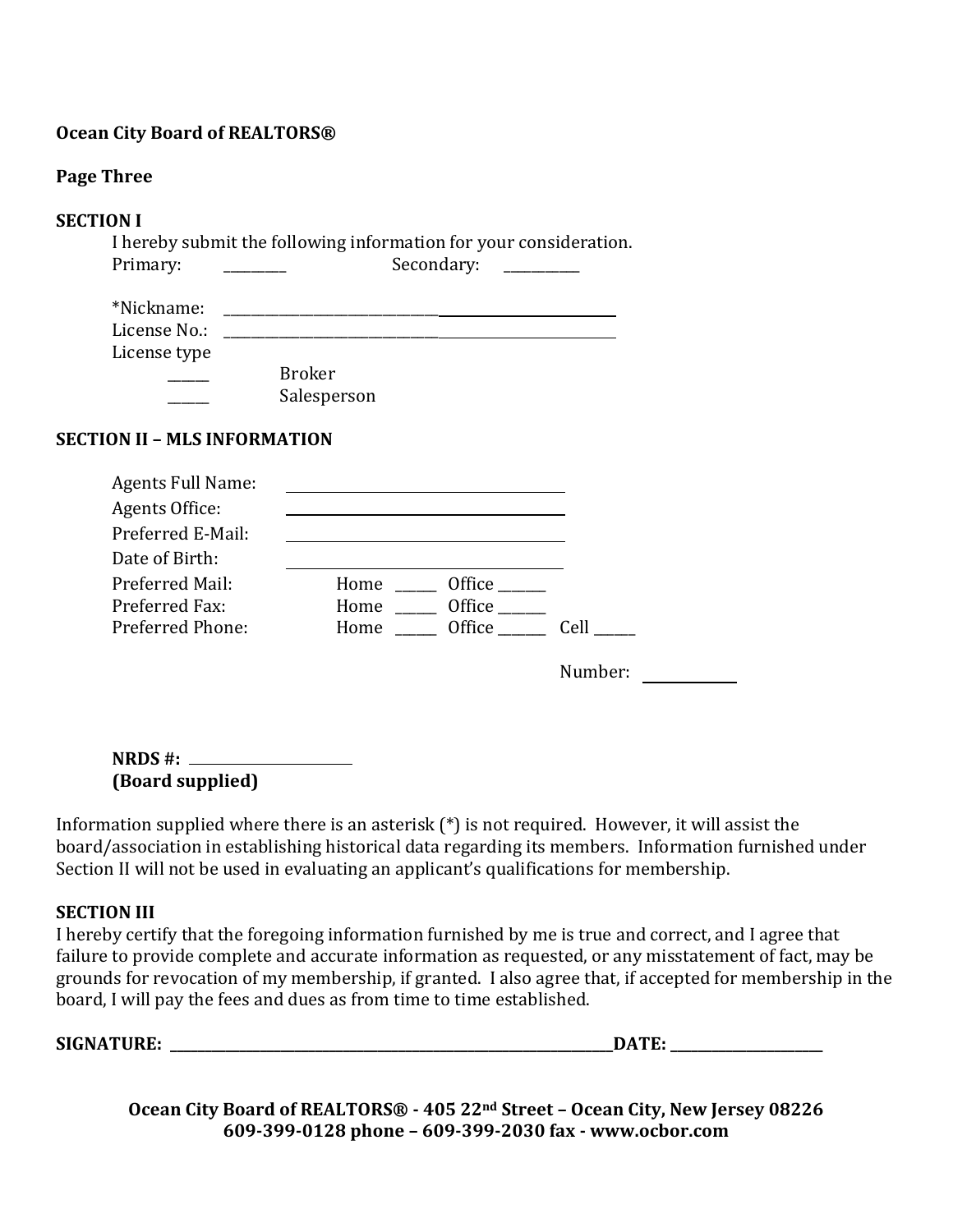**Ocean City Board of REALTORS®**

**Page Three**

**SECTION I**

I hereby submit the following information for your consideration.

Primary: _________ Secondary: ___________

*Nickname: ______________________________________________________

License No.: ______________________________________________________

License type

______ Broker

______ Salesperson

**SECTION II – MLS INFORMATION**

Agents Full Name: ________________________________

Agents Office: ________________________________

Preferred E-Mail: ________________________________

Date of Birth: ________________________________

Preferred Mail: Home ______ Office ______

Preferred Fax: Home ______ Office ______

Preferred Phone: Home ______ Office ______ Cell ______

Number: ____________

**NRDS #:** ______________________
**(Board supplied)**

Information supplied where there is an asterisk (*) is not required. However, it will assist the board/association in establishing historical data regarding its members. Information furnished under Section II will not be used in evaluating an applicant's qualifications for membership.

**SECTION III**

I hereby certify that the foregoing information furnished by me is true and correct, and I agree that failure to provide complete and accurate information as requested, or any misstatement of fact, may be grounds for revocation of my membership, if granted. I also agree that, if accepted for membership in the board, I will pay the fees and dues as from time to time established.

**SIGNATURE:** ______________________________________________________________**DATE:** ______________________

**Ocean City Board of REALTORS® - 405 22nd Street – Ocean City, New Jersey 08226**
**609-399-0128 phone – 609-399-2030 fax - www.ocbor.com**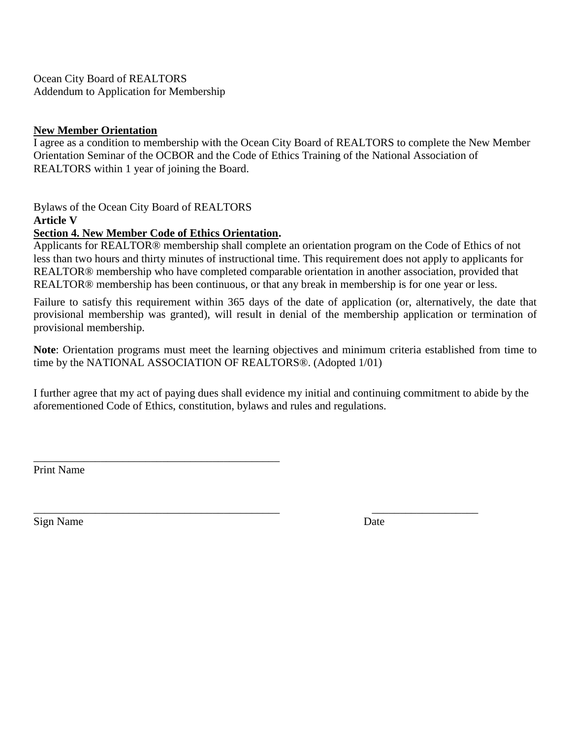Ocean City Board of REALTORS
Addendum to Application for Membership

**<u>New Member Orientation</u>**
I agree as a condition to membership with the Ocean City Board of REALTORS to complete the New Member Orientation Seminar of the OCBOR and the Code of Ethics Training of the National Association of REALTORS within 1 year of joining the Board.

Bylaws of the Ocean City Board of REALTORS
**Article V**
**<u>Section 4. New Member Code of Ethics Orientation</u>.**
Applicants for REALTOR® membership shall complete an orientation program on the Code of Ethics of not less than two hours and thirty minutes of instructional time. This requirement does not apply to applicants for REALTOR® membership who have completed comparable orientation in another association, provided that REALTOR® membership has been continuous, or that any break in membership is for one year or less.

Failure to satisfy this requirement within 365 days of the date of application (or, alternatively, the date that provisional membership was granted), will result in denial of the membership application or termination of provisional membership.

**Note**: Orientation programs must meet the learning objectives and minimum criteria established from time to time by the NATIONAL ASSOCIATION OF REALTORS®. (Adopted 1/01)

I further agree that my act of paying dues shall evidence my initial and continuing commitment to abide by the aforementioned Code of Ethics, constitution, bylaws and rules and regulations.

\_\_\_\_\_\_\_\_\_\_\_\_\_\_\_\_\_\_\_\_\_\_\_\_\_\_\_\_\_\_\_\_\_\_\_\_\_\_\_\_\_\_\_\_
Print Name

\_\_\_\_\_\_\_\_\_\_\_\_\_\_\_\_\_\_\_\_\_\_\_\_\_\_\_\_\_\_\_\_\_\_\_\_\_\_\_\_\_\_\_\_ \_\_\_\_\_\_\_\_\_\_\_\_\_\_\_\_\_\_\_
Sign Name Date